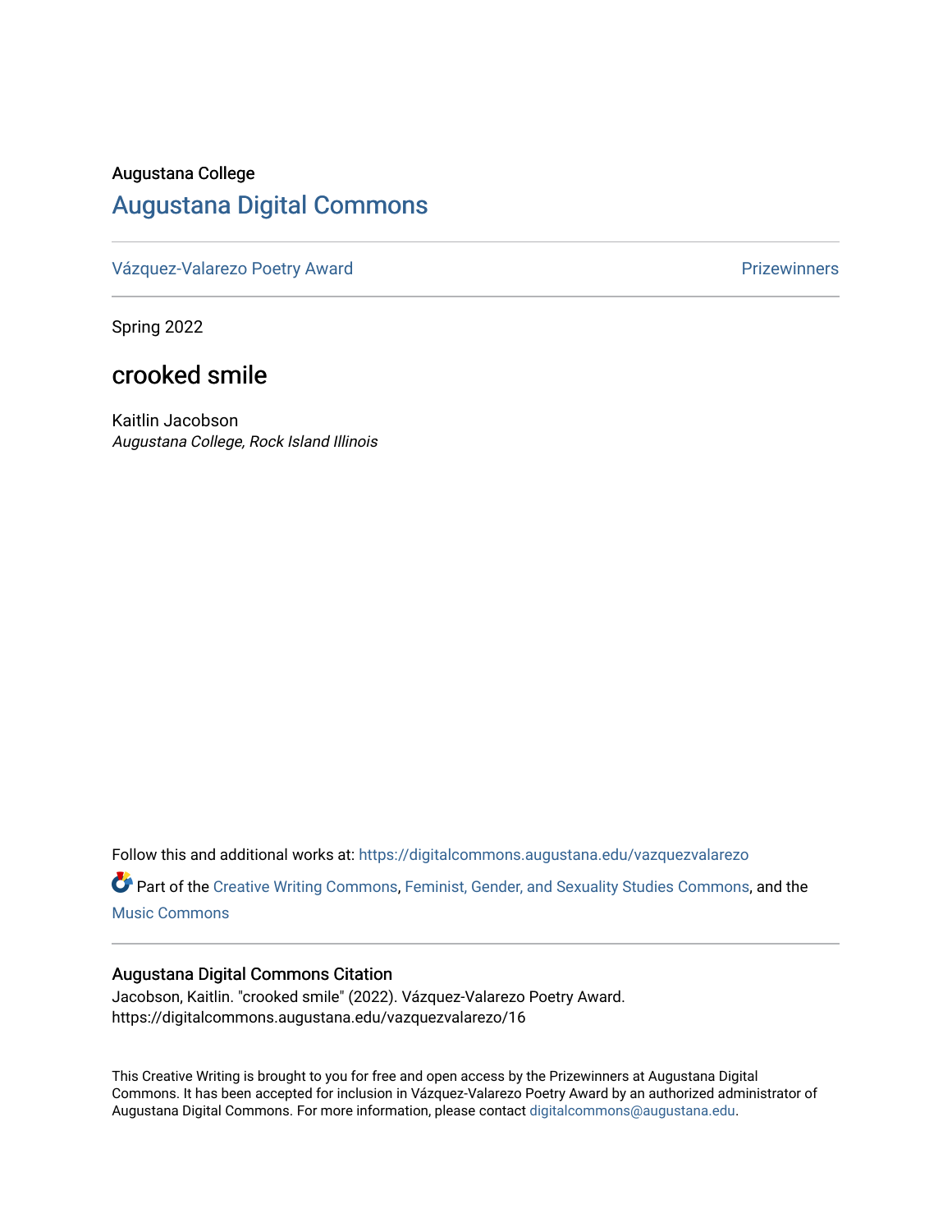Augustana College

# Augustana Digital Commons

Vázquez-Valarezo Poetry Award | Prizewinners

Spring 2022

## crooked smile

Kaitlin Jacobson
*Augustana College, Rock Island Illinois*

Follow this and additional works at: https://digitalcommons.augustana.edu/vazquezvalarezo

Part of the Creative Writing Commons, Feminist, Gender, and Sexuality Studies Commons, and the Music Commons

### Augustana Digital Commons Citation

Jacobson, Kaitlin. "crooked smile" (2022). Vázquez-Valarezo Poetry Award.
https://digitalcommons.augustana.edu/vazquezvalarezo/16

This Creative Writing is brought to you for free and open access by the Prizewinners at Augustana Digital Commons. It has been accepted for inclusion in Vázquez-Valarezo Poetry Award by an authorized administrator of Augustana Digital Commons. For more information, please contact digitalcommons@augustana.edu.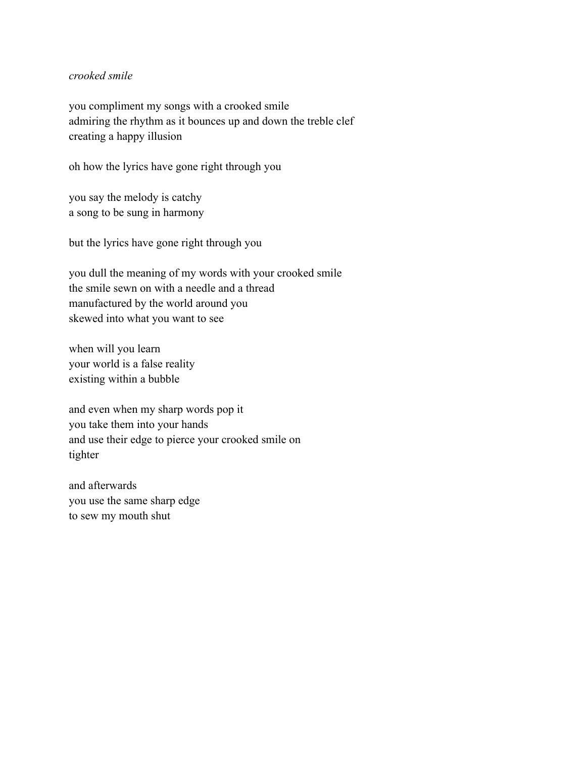*crooked smile*

you compliment my songs with a crooked smile  
admiring the rhythm as it bounces up and down the treble clef  
creating a happy illusion

oh how the lyrics have gone right through you

you say the melody is catchy  
a song to be sung in harmony

but the lyrics have gone right through you

you dull the meaning of my words with your crooked smile  
the smile sewn on with a needle and a thread  
manufactured by the world around you  
skewed into what you want to see

when will you learn  
your world is a false reality  
existing within a bubble

and even when my sharp words pop it  
you take them into your hands  
and use their edge to pierce your crooked smile on  
tighter

and afterwards  
you use the same sharp edge  
to sew my mouth shut